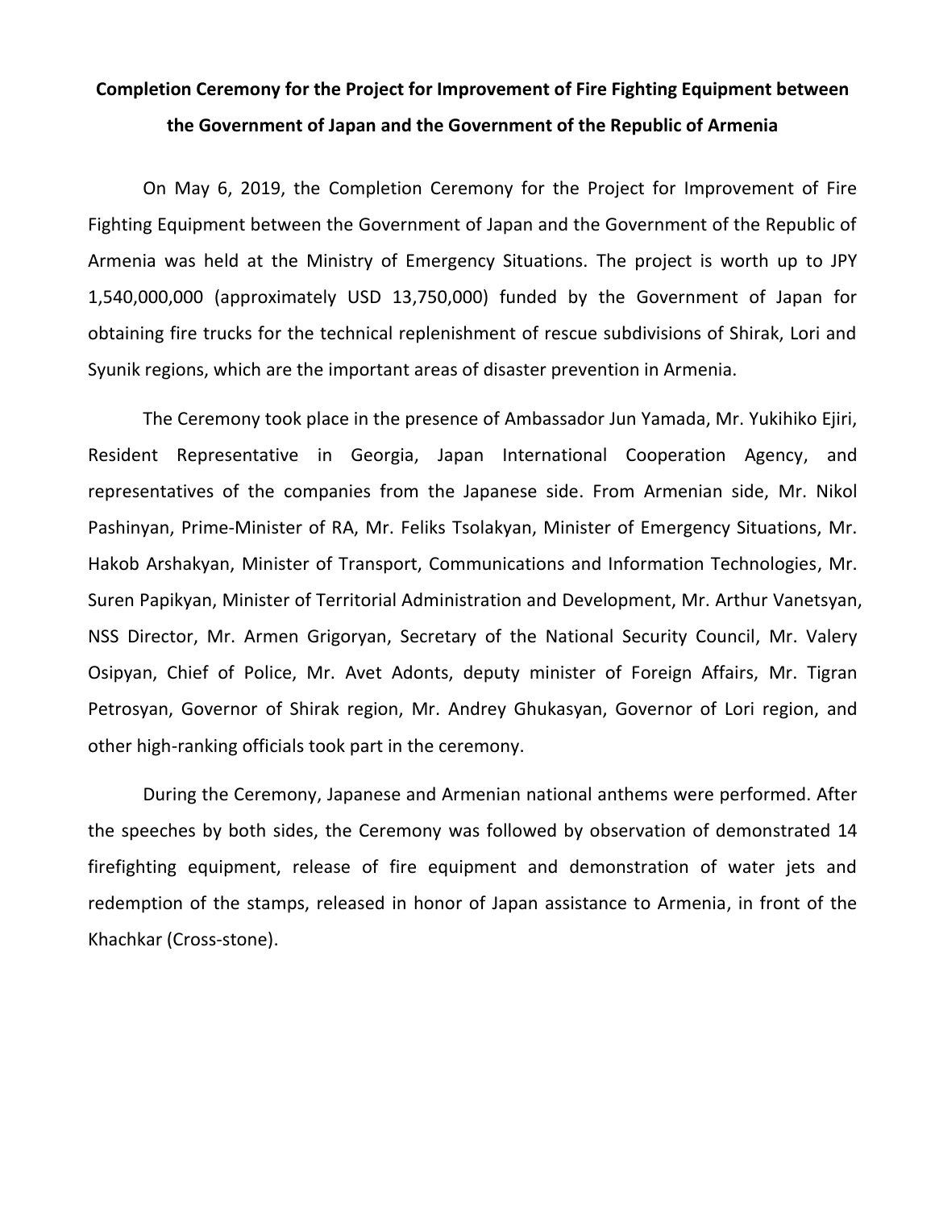# Completion Ceremony for the Project for Improvement of Fire Fighting Equipment between the Government of Japan and the Government of the Republic of Armenia

On May 6, 2019, the Completion Ceremony for the Project for Improvement of Fire Fighting Equipment between the Government of Japan and the Government of the Republic of Armenia was held at the Ministry of Emergency Situations. The project is worth up to JPY 1,540,000,000 (approximately USD 13,750,000) funded by the Government of Japan for obtaining fire trucks for the technical replenishment of rescue subdivisions of Shirak, Lori and Syunik regions, which are the important areas of disaster prevention in Armenia.

The Ceremony took place in the presence of Ambassador Jun Yamada, Mr. Yukihiko Ejiri, Resident Representative in Georgia, Japan International Cooperation Agency, and representatives of the companies from the Japanese side. From Armenian side, Mr. Nikol Pashinyan, Prime-Minister of RA, Mr. Feliks Tsolakyan, Minister of Emergency Situations, Mr. Hakob Arshakyan, Minister of Transport, Communications and Information Technologies, Mr. Suren Papikyan, Minister of Territorial Administration and Development, Mr. Arthur Vanetsyan, NSS Director, Mr. Armen Grigoryan, Secretary of the National Security Council, Mr. Valery Osipyan, Chief of Police, Mr. Avet Adonts, deputy minister of Foreign Affairs, Mr. Tigran Petrosyan, Governor of Shirak region, Mr. Andrey Ghukasyan, Governor of Lori region, and other high-ranking officials took part in the ceremony.

During the Ceremony, Japanese and Armenian national anthems were performed. After the speeches by both sides, the Ceremony was followed by observation of demonstrated 14 firefighting equipment, release of fire equipment and demonstration of water jets and redemption of the stamps, released in honor of Japan assistance to Armenia, in front of the Khachkar (Cross-stone).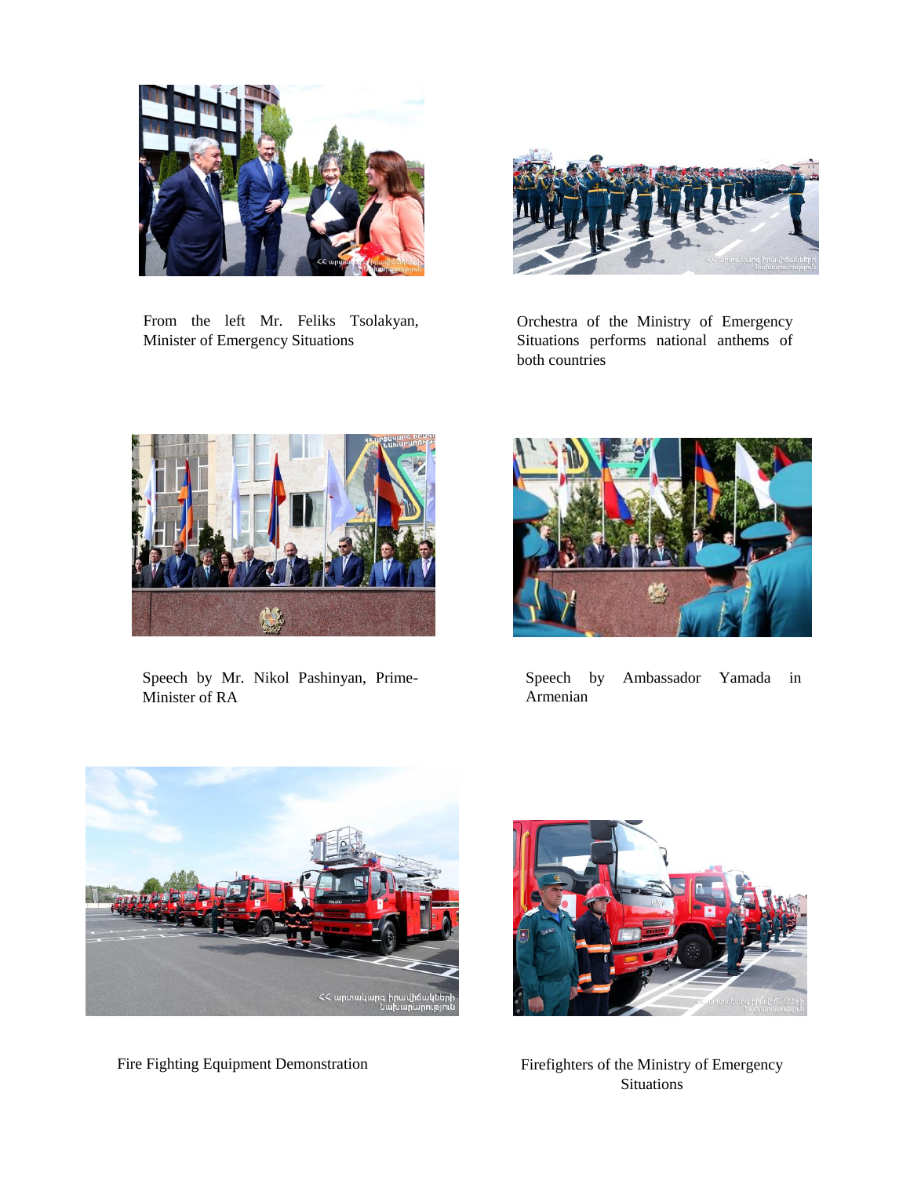From the left Mr. Feliks Tsolakyan, Minister of Emergency Situations

Orchestra of the Ministry of Emergency Situations performs national anthems of both countries

Speech by Mr. Nikol Pashinyan, Prime-Minister of RA

Speech by Ambassador Yamada in Armenian

Fire Fighting Equipment Demonstration

Firefighters of the Ministry of Emergency Situations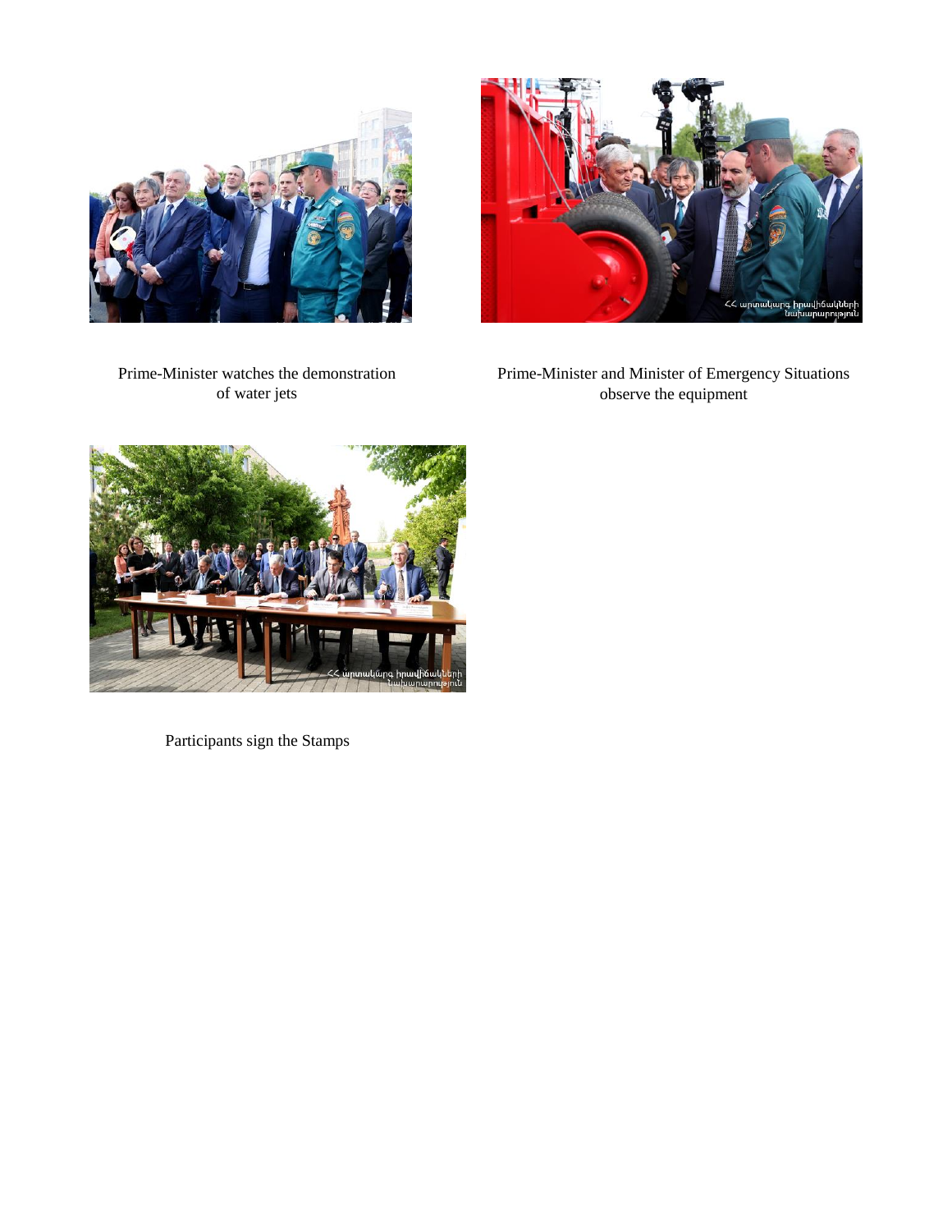Prime-Minister watches the demonstration of water jets

Prime-Minister and Minister of Emergency Situations observe the equipment

Participants sign the Stamps